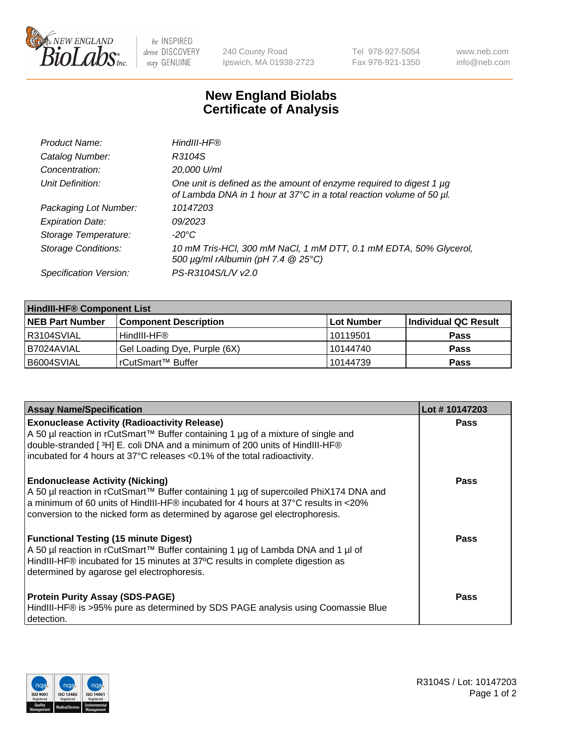New England BioLabs Inc. — be INSPIRED drive DISCOVERY stay GENUINE

240 County Road
Ipswich, MA 01938-2723

Tel 978-927-5054
Fax 978-921-1350

www.neb.com
info@neb.com

# New England Biolabs
# Certificate of Analysis

| | |
|---|---|
| *Product Name:* | *HindIII-HF®* |
| *Catalog Number:* | *R3104S* |
| *Concentration:* | *20,000 U/ml* |
| *Unit Definition:* | *One unit is defined as the amount of enzyme required to digest 1 µg of Lambda DNA in 1 hour at 37°C in a total reaction volume of 50 µl.* |
| *Packaging Lot Number:* | *10147203* |
| *Expiration Date:* | *09/2023* |
| *Storage Temperature:* | *-20°C* |
| *Storage Conditions:* | *10 mM Tris-HCl, 300 mM NaCl, 1 mM DTT, 0.1 mM EDTA, 50% Glycerol, 500 µg/ml rAlbumin (pH 7.4 @ 25°C)* |
| *Specification Version:* | *PS-R3104S/L/V v2.0* |

| **HindIII-HF® Component List** | | | |
|---|---|---|---|
| **NEB Part Number** | **Component Description** | **Lot Number** | **Individual QC Result** |
| R3104SVIAL | HindIII-HF® | 10119501 | **Pass** |
| B7024AVIAL | Gel Loading Dye, Purple (6X) | 10144740 | **Pass** |
| B6004SVIAL | rCutSmart™ Buffer | 10144739 | **Pass** |

| **Assay Name/Specification** | **Lot # 10147203** |
|---|---|
| **Exonuclease Activity (Radioactivity Release)**<br>A 50 µl reaction in rCutSmart™ Buffer containing 1 µg of a mixture of single and double-stranded [ $^3$H] E. coli DNA and a minimum of 200 units of HindIII-HF® incubated for 4 hours at 37°C releases <0.1% of the total radioactivity. | **Pass** |
| **Endonuclease Activity (Nicking)**<br>A 50 µl reaction in rCutSmart™ Buffer containing 1 µg of supercoiled PhiX174 DNA and a minimum of 60 units of HindIII-HF® incubated for 4 hours at 37°C results in <20% conversion to the nicked form as determined by agarose gel electrophoresis. | **Pass** |
| **Functional Testing (15 minute Digest)**<br>A 50 µl reaction in rCutSmart™ Buffer containing 1 µg of Lambda DNA and 1 µl of HindIII-HF® incubated for 15 minutes at 37ºC results in complete digestion as determined by agarose gel electrophoresis. | **Pass** |
| **Protein Purity Assay (SDS-PAGE)**<br>HindIII-HF® is >95% pure as determined by SDS PAGE analysis using Coomassie Blue detection. | **Pass** |

R3104S / Lot: 10147203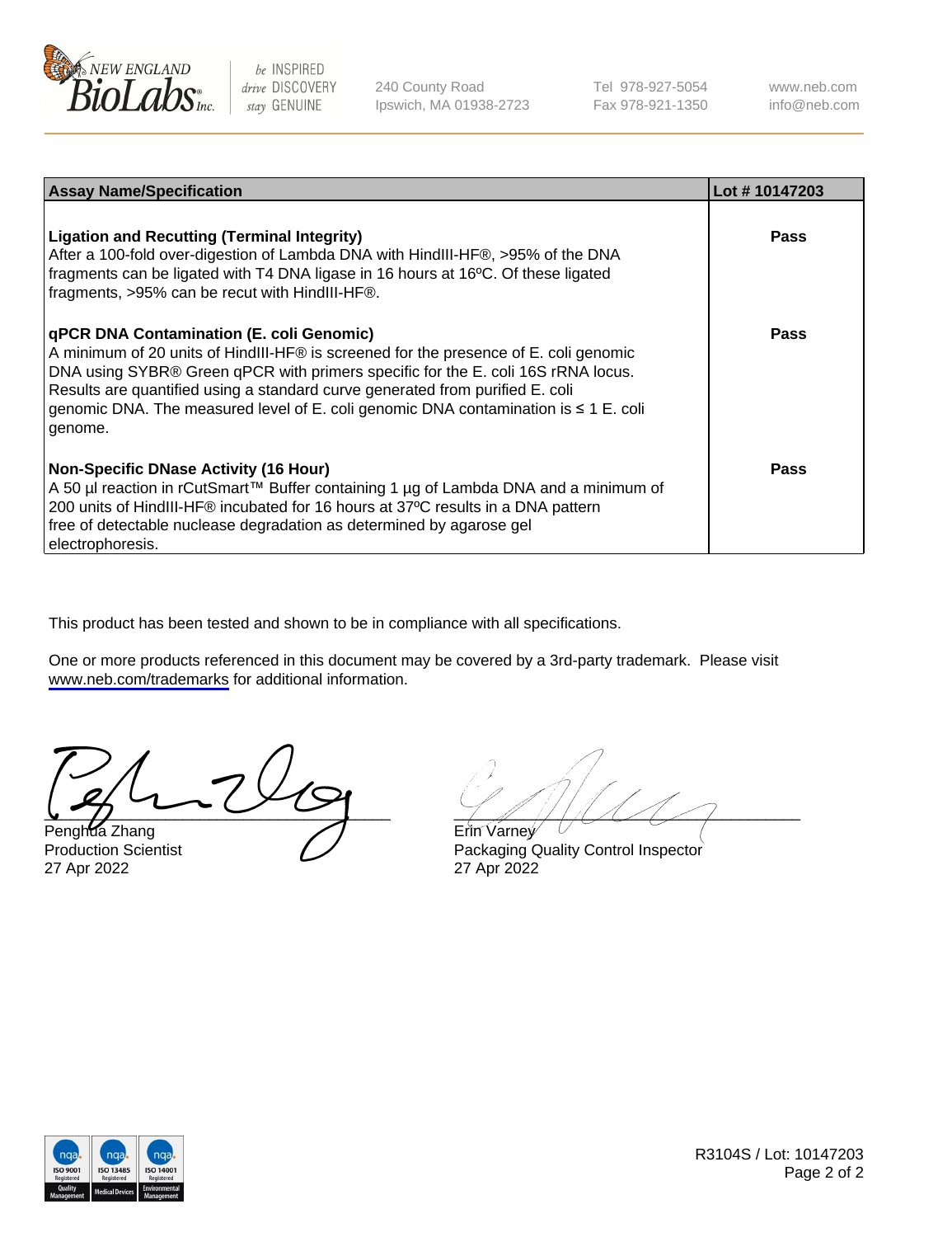| Assay Name/Specification | Lot # 10147203 |
|---|---|
| **Ligation and Recutting (Terminal Integrity)**<br>After a 100-fold over-digestion of Lambda DNA with HindIII-HF®, >95% of the DNA fragments can be ligated with T4 DNA ligase in 16 hours at 16ºC. Of these ligated fragments, >95% can be recut with HindIII-HF®. | **Pass** |
| **qPCR DNA Contamination (E. coli Genomic)**<br>A minimum of 20 units of HindIII-HF® is screened for the presence of E. coli genomic DNA using SYBR® Green qPCR with primers specific for the E. coli 16S rRNA locus. Results are quantified using a standard curve generated from purified E. coli genomic DNA. The measured level of E. coli genomic DNA contamination is ≤ 1 E. coli genome. | **Pass** |
| **Non-Specific DNase Activity (16 Hour)**<br>A 50 µl reaction in rCutSmart™ Buffer containing 1 µg of Lambda DNA and a minimum of 200 units of HindIII-HF® incubated for 16 hours at 37ºC results in a DNA pattern free of detectable nuclease degradation as determined by agarose gel electrophoresis. | **Pass** |

This product has been tested and shown to be in compliance with all specifications.

One or more products referenced in this document may be covered by a 3rd-party trademark. Please visit www.neb.com/trademarks for additional information.

Penghua Zhang
Production Scientist
27 Apr 2022

Erin Varney
Packaging Quality Control Inspector
27 Apr 2022

R3104S / Lot: 10147203